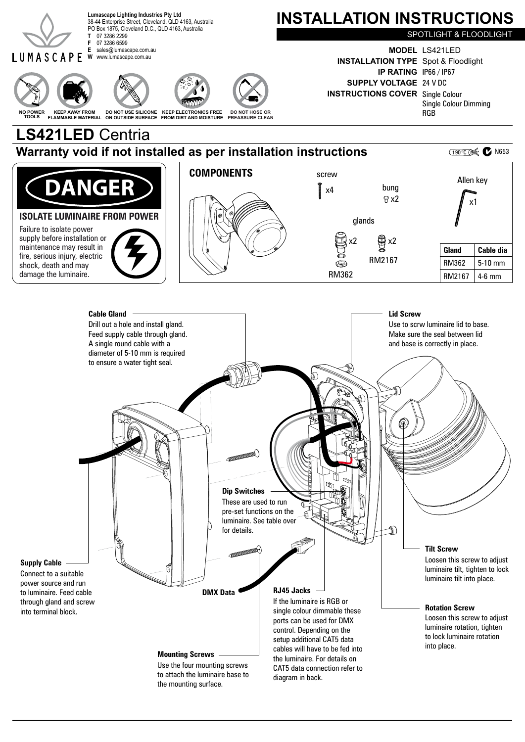**Lumascape Lighting Industries Pty Ltd**
38-44 Enterprise Street, Cleveland, QLD 4163, Australia
PO Box 1875, Cleveland D.C., QLD 4163, Australia
**T** 07 3286 2299
**F** 07 3286 6599
**E** sales@lumascape.com.au
**W** www.lumascape.com.au

# INSTALLATION INSTRUCTIONS

SPOTLIGHT & FLOODLIGHT

**MODEL** LS421LED
**INSTALLATION TYPE** Spot & Floodlight
**IP RATING** IP66 / IP67
**SUPPLY VOLTAGE** 24 V DC
**INSTRUCTIONS COVER** Single Colour
Single Colour Dimming
RGB

NO POWER TOOLS | KEEP AWAY FROM FLAMMABLE MATERIAL | DO NOT USE SILICONE ON OUTSIDE SURFACE | KEEP ELECTRONICS FREE FROM DIRT AND MOISTURE | DO NOT HOSE OR PREASSURE CLEAN

# LS421LED Centria

## Warranty void if not installed as per installation instructions

t 90 °C N653

### DANGER

**ISOLATE LUMINAIRE FROM POWER**

Failure to isolate power supply before installation or maintenance may result in fire, serious injury, electric shock, death and may damage the luminaire.

### COMPONENTS

- screw x4
- bung x2
- Allen key x1
- glands: RM362 x2, RM2167 x2

| Gland | Cable dia |
|---|---|
| RM362 | 5-10 mm |
| RM2167 | 4-6 mm |

**Cable Gland**
Drill out a hole and install gland. Feed supply cable through gland. A single round cable with a diameter of 5-10 mm is required to ensure a water tight seal.

**Lid Screw**
Use to scrw luminaire lid to base. Make sure the seal between lid and base is correctly in place.

**Dip Switches**
These are used to run pre-set functions on the luminaire. See table over for details.

**Tilt Screw**
Loosen this screw to adjust luminaire tilt, tighten to lock luminaire tilt into place.

**Supply Cable**
Connect to a suitable power source and run to luminaire. Feed cable through gland and screw into terminal block.

**DMX Data**

**RJ45 Jacks**
If the luminaire is RGB or single colour dimmable these ports can be used for DMX control. Depending on the setup additional CAT5 data cables will have to be fed into the luminaire. For details on CAT5 data connection refer to diagram in back.

**Rotation Screw**
Loosen this screw to adjust luminaire rotation, tighten to lock luminaire rotation into place.

**Mounting Screws**
Use the four mounting screws to attach the luminaire base to the mounting surface.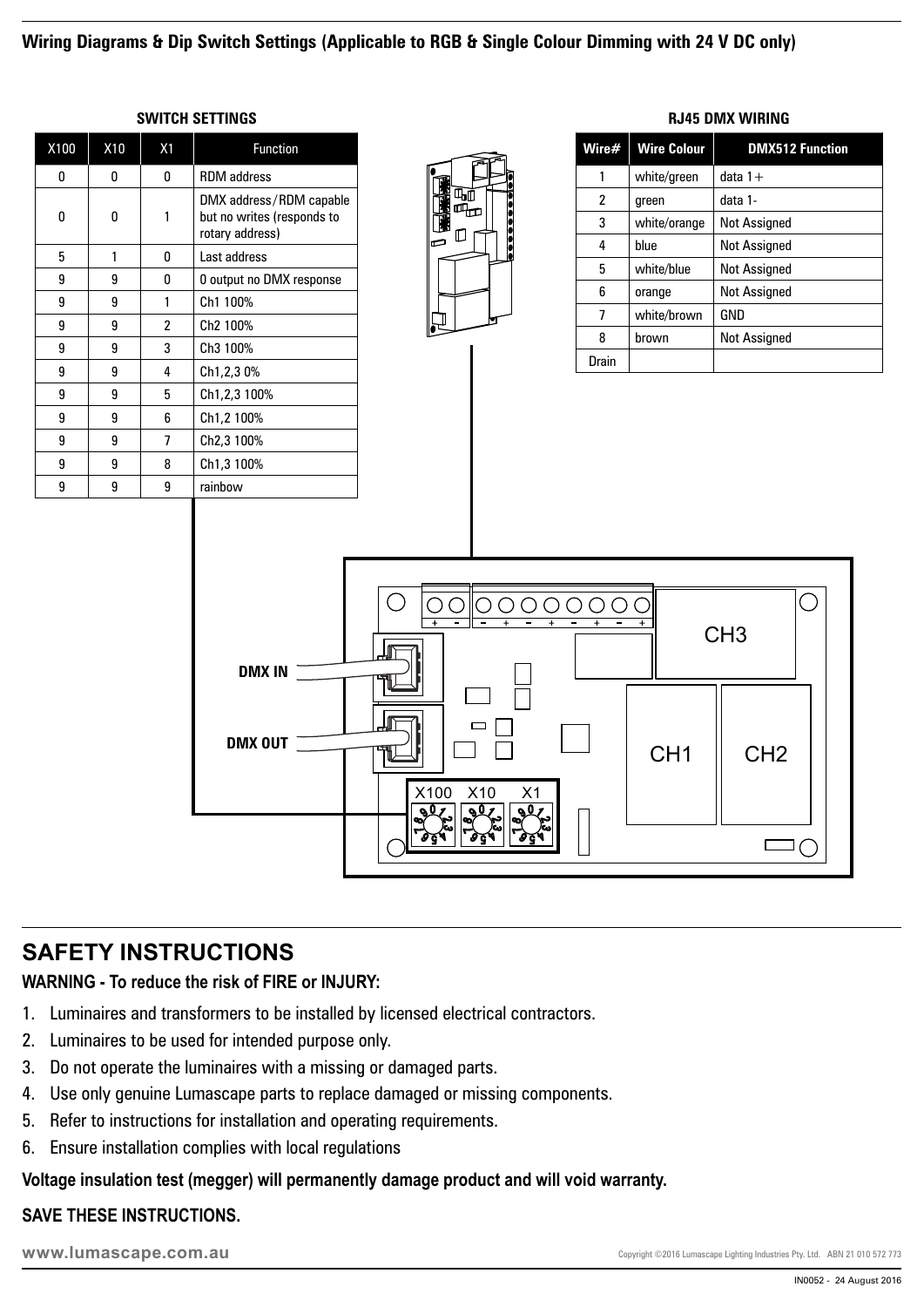## Wiring Diagrams & Dip Switch Settings (Applicable to RGB & Single Colour Dimming with 24 V DC only)

**SWITCH SETTINGS**

| X100 | X10 | X1 | Function |
|---|---|---|---|
| 0 | 0 | 0 | RDM address |
| 0 | 0 | 1 | DMX address/RDM capable but no writes (responds to rotary address) |
| 5 | 1 | 0 | Last address |
| 9 | 9 | 0 | 0 output no DMX response |
| 9 | 9 | 1 | Ch1 100% |
| 9 | 9 | 2 | Ch2 100% |
| 9 | 9 | 3 | Ch3 100% |
| 9 | 9 | 4 | Ch1,2,3 0% |
| 9 | 9 | 5 | Ch1,2,3 100% |
| 9 | 9 | 6 | Ch1,2 100% |
| 9 | 9 | 7 | Ch2,3 100% |
| 9 | 9 | 8 | Ch1,3 100% |
| 9 | 9 | 9 | rainbow |

**RJ45 DMX WIRING**

| Wire# | Wire Colour | DMX512 Function |
|---|---|---|
| 1 | white/green | data 1+ |
| 2 | green | data 1- |
| 3 | white/orange | Not Assigned |
| 4 | blue | Not Assigned |
| 5 | white/blue | Not Assigned |
| 6 | orange | Not Assigned |
| 7 | white/brown | GND |
| 8 | brown | Not Assigned |
| Drain | | |

DMX IN

DMX OUT

CH3

CH1

CH2

X100 X10 X1

## SAFETY INSTRUCTIONS

**WARNING - To reduce the risk of FIRE or INJURY:**

1. Luminaires and transformers to be installed by licensed electrical contractors.
2. Luminaires to be used for intended purpose only.
3. Do not operate the luminaires with a missing or damaged parts.
4. Use only genuine Lumascape parts to replace damaged or missing components.
5. Refer to instructions for installation and operating requirements.
6. Ensure installation complies with local regulations

**Voltage insulation test (megger) will permanently damage product and will void warranty.**

**SAVE THESE INSTRUCTIONS.**

**www.lumascape.com.au**

Copyright ©2016 Lumascape Lighting Industries Pty. Ltd. ABN 21 010 572 773

IN0052 - 24 August 2016